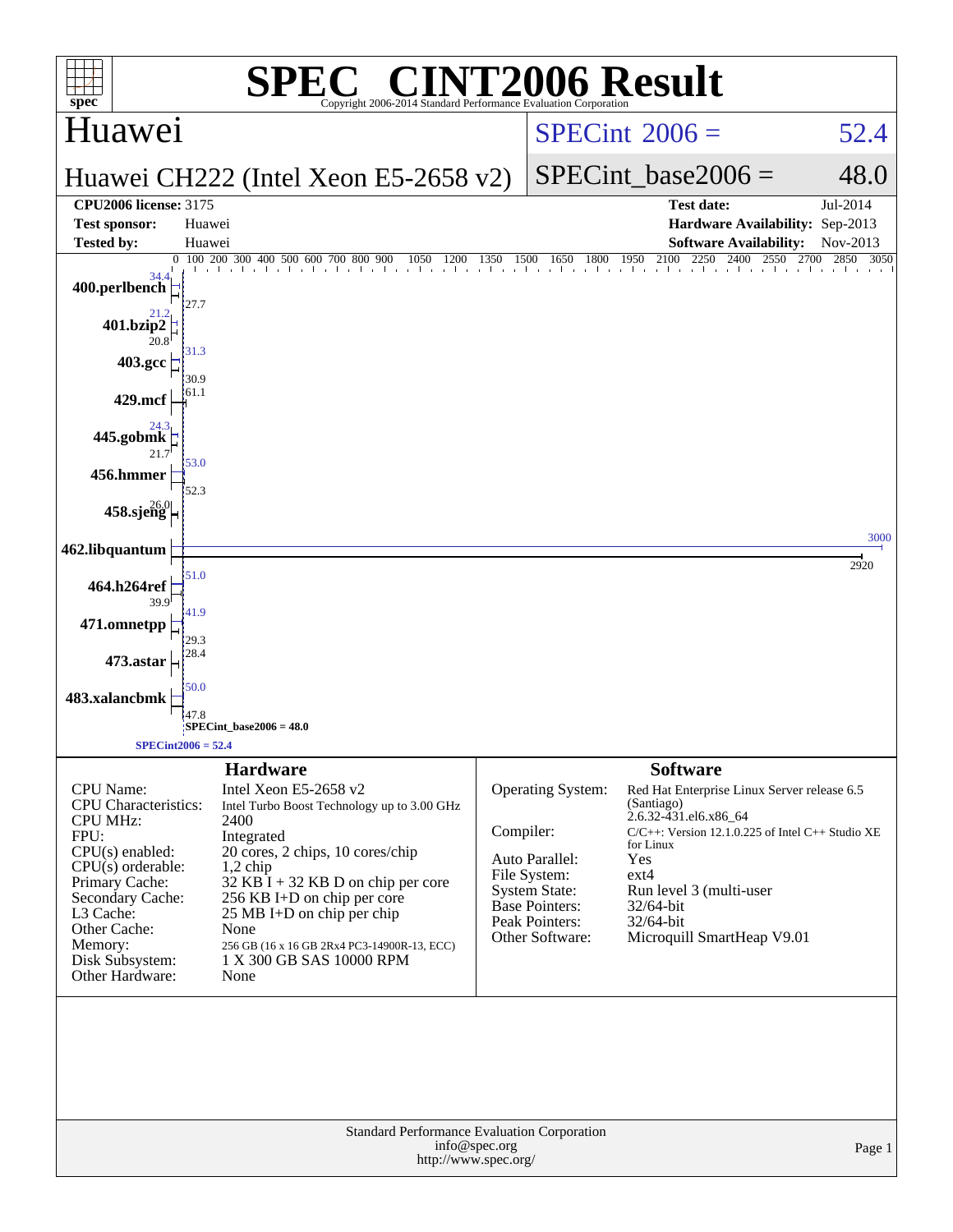# SPEC® CINT2006 Result

Copyright 2006-2014 Standard Performance Evaluation Corporation

## Huawei

**Huawei CH222 (Intel Xeon E5-2658 v2)**

SPECint 2006 = 52.4

SPECint_base2006 = 48.0

| | | | |
|---|---|---|---|
| **CPU2006 license:** 3175 | | **Test date:** | Jul-2014 |
| **Test sponsor:** | Huawei | **Hardware Availability:** | Sep-2013 |
| **Tested by:** | Huawei | **Software Availability:** | Nov-2013 |

| Benchmark | Peak | Base |
|---|---|---|
| 400.perlbench | 34.4 | 27.7 |
| 401.bzip2 | 21.2 | 20.8 |
| 403.gcc | 31.3 | 30.9 |
| 429.mcf | 61.1 | 61.1 |
| 445.gobmk | 24.3 | 21.7 |
| 456.hmmer | 53.0 | 52.3 |
| 458.sjeng | 26.0 | 26.0 |
| 462.libquantum | 3000 | 2920 |
| 464.h264ref | 51.0 | 39.9 |
| 471.omnetpp | 41.9 | 29.3 |
| 473.astar | 28.4 | 28.4 |
| 483.xalancbmk | 50.0 | 47.8 |

SPECint_base2006 = 48.0

SPECint2006 = 52.4

### Hardware

| | |
|---|---|
| CPU Name: | Intel Xeon E5-2658 v2 |
| CPU Characteristics: | Intel Turbo Boost Technology up to 3.00 GHz |
| CPU MHz: | 2400 |
| FPU: | Integrated |
| CPU(s) enabled: | 20 cores, 2 chips, 10 cores/chip |
| CPU(s) orderable: | 1,2 chip |
| Primary Cache: | 32 KB I + 32 KB D on chip per core |
| Secondary Cache: | 256 KB I+D on chip per core |
| L3 Cache: | 25 MB I+D on chip per chip |
| Other Cache: | None |
| Memory: | 256 GB (16 x 16 GB 2Rx4 PC3-14900R-13, ECC) |
| Disk Subsystem: | 1 X 300 GB SAS 10000 RPM |
| Other Hardware: | None |

### Software

| | |
|---|---|
| Operating System: | Red Hat Enterprise Linux Server release 6.5 (Santiago) 2.6.32-431.el6.x86_64 |
| Compiler: | C/C++: Version 12.1.0.225 of Intel C++ Studio XE for Linux |
| Auto Parallel: | Yes |
| File System: | ext4 |
| System State: | Run level 3 (multi-user |
| Base Pointers: | 32/64-bit |
| Peak Pointers: | 32/64-bit |
| Other Software: | Microquill SmartHeap V9.01 |

Standard Performance Evaluation Corporation
info@spec.org
http://www.spec.org/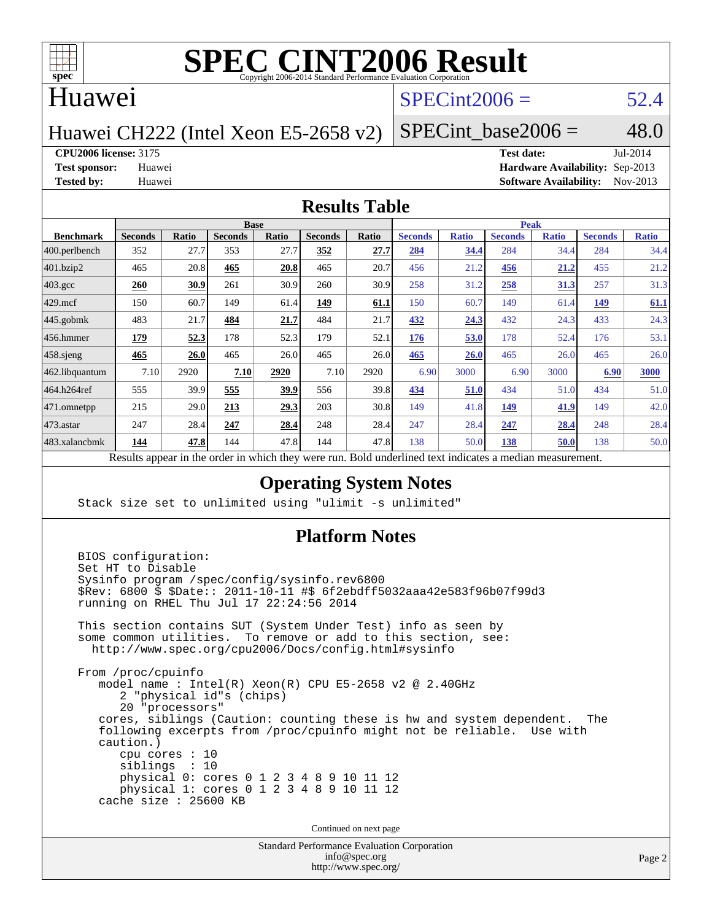# SPEC CINT2006 Result

Copyright 2006-2014 Standard Performance Evaluation Corporation

## Huawei

Huawei CH222 (Intel Xeon E5-2658 v2)

SPECint2006 = 52.4

SPECint_base2006 = 48.0

**CPU2006 license:** 3175
**Test sponsor:** Huawei
**Tested by:** Huawei

**Test date:** Jul-2014
**Hardware Availability:** Sep-2013
**Software Availability:** Nov-2013

## Results Table

| Benchmark | Base | | | | | | Peak | | | | | |
|---|---|---|---|---|---|---|---|---|---|---|---|---|
| | Seconds | Ratio | Seconds | Ratio | Seconds | Ratio | Seconds | Ratio | Seconds | Ratio | Seconds | Ratio |
| 400.perlbench | 352 | 27.7 | 353 | 27.7 | **352** | **27.7** | **284** | **34.4** | 284 | 34.4 | 284 | 34.4 |
| 401.bzip2 | 465 | 20.8 | **465** | **20.8** | 465 | 20.7 | 456 | 21.2 | **456** | **21.2** | 455 | 21.2 |
| 403.gcc | **260** | **30.9** | 261 | 30.9 | 260 | 30.9 | 258 | 31.2 | **258** | **31.3** | 257 | 31.3 |
| 429.mcf | 150 | 60.7 | 149 | 61.4 | **149** | **61.1** | 150 | 60.7 | 149 | 61.4 | **149** | **61.1** |
| 445.gobmk | 483 | 21.7 | **484** | **21.7** | 484 | 21.7 | **432** | **24.3** | 432 | 24.3 | 433 | 24.3 |
| 456.hmmer | **179** | **52.3** | 178 | 52.3 | 179 | 52.1 | **176** | **53.0** | 178 | 52.4 | 176 | 53.1 |
| 458.sjeng | **465** | **26.0** | 465 | 26.0 | 465 | 26.0 | **465** | **26.0** | 465 | 26.0 | 465 | 26.0 |
| 462.libquantum | 7.10 | 2920 | **7.10** | **2920** | 7.10 | 2920 | 6.90 | 3000 | 6.90 | 3000 | **6.90** | **3000** |
| 464.h264ref | 555 | 39.9 | **555** | **39.9** | 556 | 39.8 | **434** | **51.0** | 434 | 51.0 | 434 | 51.0 |
| 471.omnetpp | 215 | 29.0 | **213** | **29.3** | 203 | 30.8 | 149 | 41.8 | **149** | **41.9** | 149 | 42.0 |
| 473.astar | 247 | 28.4 | **247** | **28.4** | 248 | 28.4 | 247 | 28.4 | **247** | **28.4** | 248 | 28.4 |
| 483.xalancbmk | **144** | **47.8** | 144 | 47.8 | 144 | 47.8 | 138 | 50.0 | **138** | **50.0** | 138 | 50.0 |

Results appear in the order in which they were run. Bold underlined text indicates a median measurement.

## Operating System Notes

```
Stack size set to unlimited using "ulimit -s unlimited"
```

## Platform Notes

```
BIOS configuration:
Set HT to Disable
Sysinfo program /spec/config/sysinfo.rev6800
$Rev: 6800 $ $Date:: 2011-10-11 #$ 6f2ebdff5032aaa42e583f96b07f99d3
running on RHEL Thu Jul 17 22:24:56 2014

This section contains SUT (System Under Test) info as seen by
some common utilities.  To remove or add to this section, see:
  http://www.spec.org/cpu2006/Docs/config.html#sysinfo

From /proc/cpuinfo
   model name : Intel(R) Xeon(R) CPU E5-2658 v2 @ 2.40GHz
      2 "physical id"s (chips)
      20 "processors"
   cores, siblings (Caution: counting these is hw and system dependent.  The
   following excerpts from /proc/cpuinfo might not be reliable.  Use with
   caution.)
      cpu cores : 10
      siblings  : 10
      physical 0: cores 0 1 2 3 4 8 9 10 11 12
      physical 1: cores 0 1 2 3 4 8 9 10 11 12
   cache size : 25600 KB
```

Continued on next page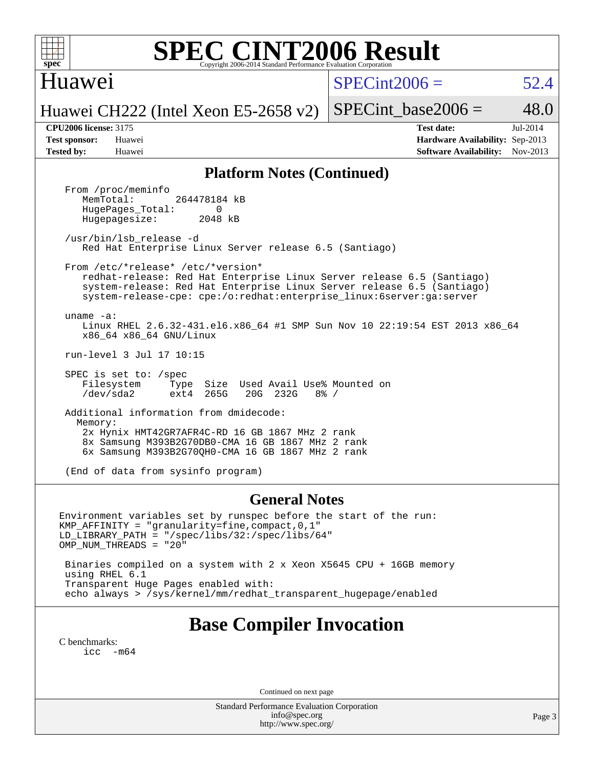# SPEC CINT2006 Result

Copyright 2006-2014 Standard Performance Evaluation Corporation

## Huawei

Huawei CH222 (Intel Xeon E5-2658 v2)

SPECint2006 = 52.4

SPECint_base2006 = 48.0

**CPU2006 license:** 3175
**Test sponsor:** Huawei
**Tested by:** Huawei

**Test date:** Jul-2014
**Hardware Availability:** Sep-2013
**Software Availability:** Nov-2013

## Platform Notes (Continued)

```
From /proc/meminfo
   MemTotal:       264478184 kB
   HugePages_Total:       0
   Hugepagesize:       2048 kB

/usr/bin/lsb_release -d
   Red Hat Enterprise Linux Server release 6.5 (Santiago)

From /etc/*release* /etc/*version*
   redhat-release: Red Hat Enterprise Linux Server release 6.5 (Santiago)
   system-release: Red Hat Enterprise Linux Server release 6.5 (Santiago)
   system-release-cpe: cpe:/o:redhat:enterprise_linux:6server:ga:server

uname -a:
   Linux RHEL 2.6.32-431.el6.x86_64 #1 SMP Sun Nov 10 22:19:54 EST 2013 x86_64
   x86_64 x86_64 GNU/Linux

run-level 3 Jul 17 10:15

SPEC is set to: /spec
   Filesystem     Type  Size  Used Avail Use% Mounted on
   /dev/sda2      ext4  265G   20G  232G   8% /

Additional information from dmidecode:
  Memory:
   2x Hynix HMT42GR7AFR4C-RD 16 GB 1867 MHz 2 rank
   8x Samsung M393B2G70DB0-CMA 16 GB 1867 MHz 2 rank
   6x Samsung M393B2G70QH0-CMA 16 GB 1867 MHz 2 rank

(End of data from sysinfo program)
```

## General Notes

```
Environment variables set by runspec before the start of the run:
KMP_AFFINITY = "granularity=fine,compact,0,1"
LD_LIBRARY_PATH = "/spec/libs/32:/spec/libs/64"
OMP_NUM_THREADS = "20"

 Binaries compiled on a system with 2 x Xeon X5645 CPU + 16GB memory
 using RHEL 6.1
 Transparent Huge Pages enabled with:
 echo always > /sys/kernel/mm/redhat_transparent_hugepage/enabled
```

## Base Compiler Invocation

C benchmarks:

```
icc  -m64
```

Continued on next page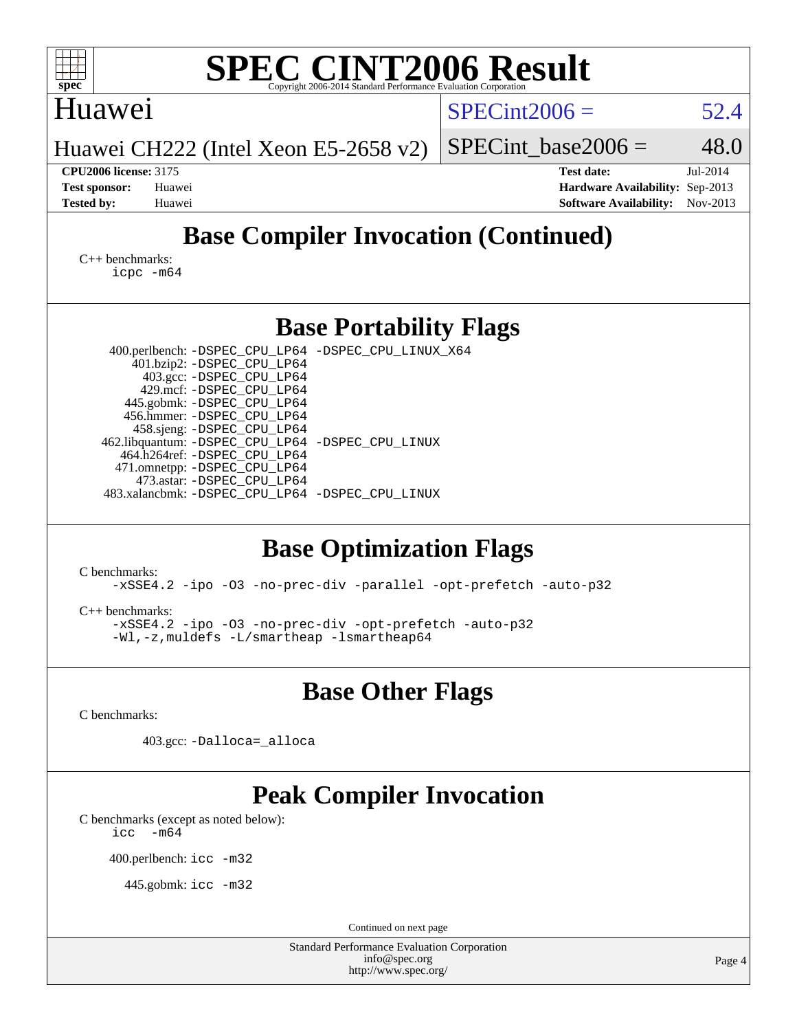# SPEC CINT2006 Result

Huawei

Huawei CH222 (Intel Xeon E5-2658 v2)

SPECint2006 = 52.4

SPECint_base2006 = 48.0

**CPU2006 license:** 3175
**Test sponsor:** Huawei
**Tested by:** Huawei

**Test date:** Jul-2014
**Hardware Availability:** Sep-2013
**Software Availability:** Nov-2013

## Base Compiler Invocation (Continued)

C++ benchmarks:
 icpc -m64

## Base Portability Flags

400.perlbench: -DSPEC_CPU_LP64 -DSPEC_CPU_LINUX_X64
401.bzip2: -DSPEC_CPU_LP64
403.gcc: -DSPEC_CPU_LP64
429.mcf: -DSPEC_CPU_LP64
445.gobmk: -DSPEC_CPU_LP64
456.hmmer: -DSPEC_CPU_LP64
458.sjeng: -DSPEC_CPU_LP64
462.libquantum: -DSPEC_CPU_LP64 -DSPEC_CPU_LINUX
464.h264ref: -DSPEC_CPU_LP64
471.omnetpp: -DSPEC_CPU_LP64
473.astar: -DSPEC_CPU_LP64
483.xalancbmk: -DSPEC_CPU_LP64 -DSPEC_CPU_LINUX

## Base Optimization Flags

C benchmarks:
 -xSSE4.2 -ipo -O3 -no-prec-div -parallel -opt-prefetch -auto-p32

C++ benchmarks:
 -xSSE4.2 -ipo -O3 -no-prec-div -opt-prefetch -auto-p32
 -Wl,-z,muldefs -L/smartheap -lsmartheap64

## Base Other Flags

C benchmarks:

403.gcc: -Dalloca=_alloca

## Peak Compiler Invocation

C benchmarks (except as noted below):
 icc -m64

400.perlbench: icc -m32

445.gobmk: icc -m32

Continued on next page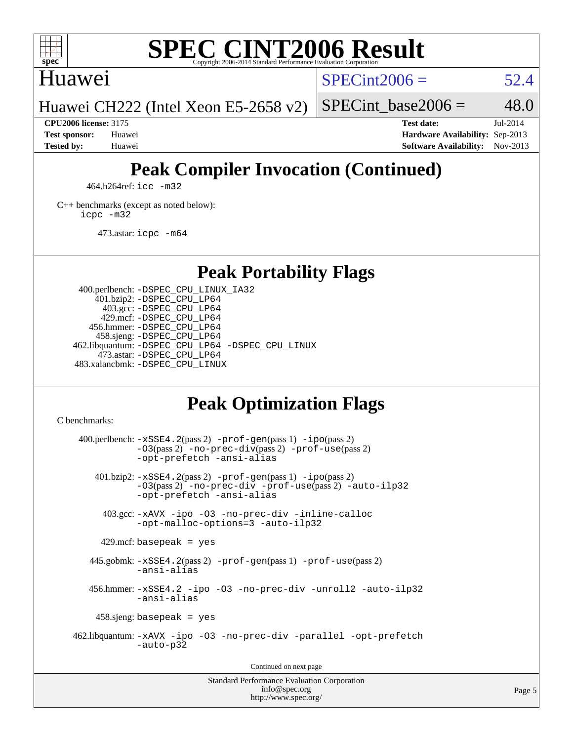# SPEC CINT2006 Result

Copyright 2006-2014 Standard Performance Evaluation Corporation

## Huawei

Huawei CH222 (Intel Xeon E5-2658 v2)

SPECint2006 = 52.4

SPECint_base2006 = 48.0

**CPU2006 license:** 3175
**Test sponsor:** Huawei
**Tested by:** Huawei

**Test date:** Jul-2014
**Hardware Availability:** Sep-2013
**Software Availability:** Nov-2013

## Peak Compiler Invocation (Continued)

464.h264ref: `icc -m32`

C++ benchmarks (except as noted below):
`icpc -m32`

473.astar: `icpc -m64`

## Peak Portability Flags

400.perlbench: `-DSPEC_CPU_LINUX_IA32`
401.bzip2: `-DSPEC_CPU_LP64`
403.gcc: `-DSPEC_CPU_LP64`
429.mcf: `-DSPEC_CPU_LP64`
456.hmmer: `-DSPEC_CPU_LP64`
458.sjeng: `-DSPEC_CPU_LP64`
462.libquantum: `-DSPEC_CPU_LP64 -DSPEC_CPU_LINUX`
473.astar: `-DSPEC_CPU_LP64`
483.xalancbmk: `-DSPEC_CPU_LINUX`

## Peak Optimization Flags

C benchmarks:

400.perlbench: `-xSSE4.2`(pass 2) `-prof-gen`(pass 1) `-ipo`(pass 2) `-O3`(pass 2) `-no-prec-div`(pass 2) `-prof-use`(pass 2) `-opt-prefetch -ansi-alias`

401.bzip2: `-xSSE4.2`(pass 2) `-prof-gen`(pass 1) `-ipo`(pass 2) `-O3`(pass 2) `-no-prec-div -prof-use`(pass 2) `-auto-ilp32 -opt-prefetch -ansi-alias`

403.gcc: `-xAVX -ipo -O3 -no-prec-div -inline-calloc -opt-malloc-options=3 -auto-ilp32`

429.mcf: basepeak = yes

445.gobmk: `-xSSE4.2`(pass 2) `-prof-gen`(pass 1) `-prof-use`(pass 2) `-ansi-alias`

456.hmmer: `-xSSE4.2 -ipo -O3 -no-prec-div -unroll2 -auto-ilp32 -ansi-alias`

458.sjeng: basepeak = yes

462.libquantum: `-xAVX -ipo -O3 -no-prec-div -parallel -opt-prefetch -auto-p32`

Continued on next page

Standard Performance Evaluation Corporation
info@spec.org
http://www.spec.org/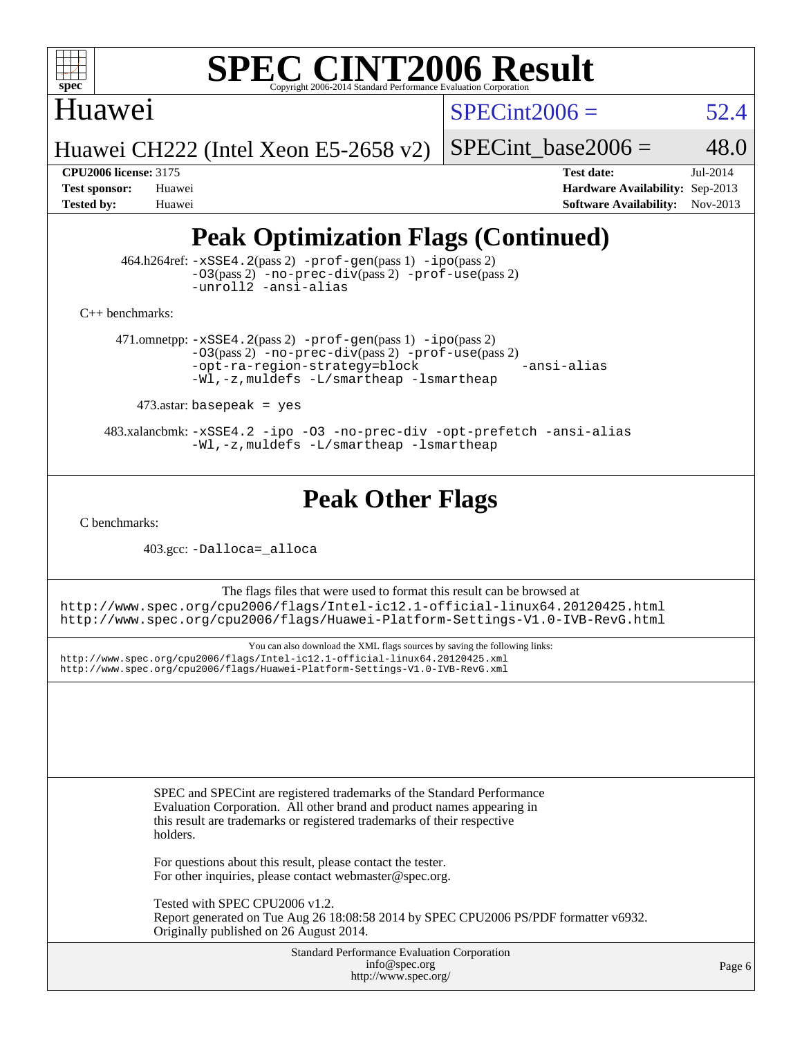# Peak Optimization Flags (Continued)

464.h264ref: -xSSE4.2(pass 2) -prof-gen(pass 1) -ipo(pass 2) -O3(pass 2) -no-prec-div(pass 2) -prof-use(pass 2) -unroll2 -ansi-alias

C++ benchmarks:

471.omnetpp: -xSSE4.2(pass 2) -prof-gen(pass 1) -ipo(pass 2) -O3(pass 2) -no-prec-div(pass 2) -prof-use(pass 2) -opt-ra-region-strategy=block -ansi-alias -Wl,-z,muldefs -L/smartheap -lsmartheap

473.astar: basepeak = yes

483.xalancbmk: -xSSE4.2 -ipo -O3 -no-prec-div -opt-prefetch -ansi-alias -Wl,-z,muldefs -L/smartheap -lsmartheap

# Peak Other Flags

C benchmarks:

403.gcc: -Dalloca=_alloca

The flags files that were used to format this result can be browsed at
http://www.spec.org/cpu2006/flags/Intel-ic12.1-official-linux64.20120425.html
http://www.spec.org/cpu2006/flags/Huawei-Platform-Settings-V1.0-IVB-RevG.html

You can also download the XML flags sources by saving the following links:
http://www.spec.org/cpu2006/flags/Intel-ic12.1-official-linux64.20120425.xml
http://www.spec.org/cpu2006/flags/Huawei-Platform-Settings-V1.0-IVB-RevG.xml

SPEC and SPECint are registered trademarks of the Standard Performance Evaluation Corporation. All other brand and product names appearing in this result are trademarks or registered trademarks of their respective holders.

For questions about this result, please contact the tester.
For other inquiries, please contact webmaster@spec.org.

Tested with SPEC CPU2006 v1.2.
Report generated on Tue Aug 26 18:08:58 2014 by SPEC CPU2006 PS/PDF formatter v6932.
Originally published on 26 August 2014.